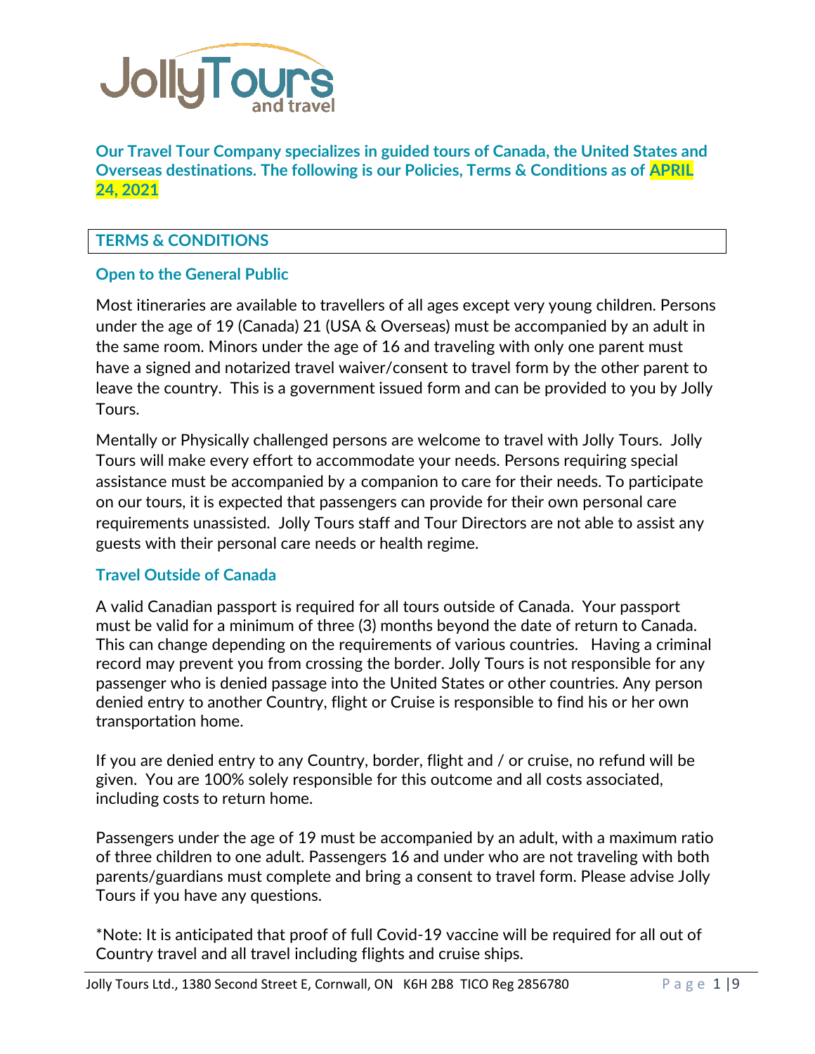**Our Travel Tour Company specializes in guided tours of Canada, the United States and Overseas destinations. The following is our Policies, Terms & Conditions as of APRIL 24, 2021**

## TERMS & CONDITIONS

### Open to the General Public

Most itineraries are available to travellers of all ages except very young children. Persons under the age of 19 (Canada) 21 (USA & Overseas) must be accompanied by an adult in the same room. Minors under the age of 16 and traveling with only one parent must have a signed and notarized travel waiver/consent to travel form by the other parent to leave the country. This is a government issued form and can be provided to you by Jolly Tours.

Mentally or Physically challenged persons are welcome to travel with Jolly Tours. Jolly Tours will make every effort to accommodate your needs. Persons requiring special assistance must be accompanied by a companion to care for their needs. To participate on our tours, it is expected that passengers can provide for their own personal care requirements unassisted. Jolly Tours staff and Tour Directors are not able to assist any guests with their personal care needs or health regime.

### Travel Outside of Canada

A valid Canadian passport is required for all tours outside of Canada. Your passport must be valid for a minimum of three (3) months beyond the date of return to Canada. This can change depending on the requirements of various countries. Having a criminal record may prevent you from crossing the border. Jolly Tours is not responsible for any passenger who is denied passage into the United States or other countries. Any person denied entry to another Country, flight or Cruise is responsible to find his or her own transportation home.

If you are denied entry to any Country, border, flight and / or cruise, no refund will be given. You are 100% solely responsible for this outcome and all costs associated, including costs to return home.

Passengers under the age of 19 must be accompanied by an adult, with a maximum ratio of three children to one adult. Passengers 16 and under who are not traveling with both parents/guardians must complete and bring a consent to travel form. Please advise Jolly Tours if you have any questions.

*Note: It is anticipated that proof of full Covid-19 vaccine will be required for all out of Country travel and all travel including flights and cruise ships.

Jolly Tours Ltd., 1380 Second Street E, Cornwall, ON K6H 2B8 TICO Reg 2856780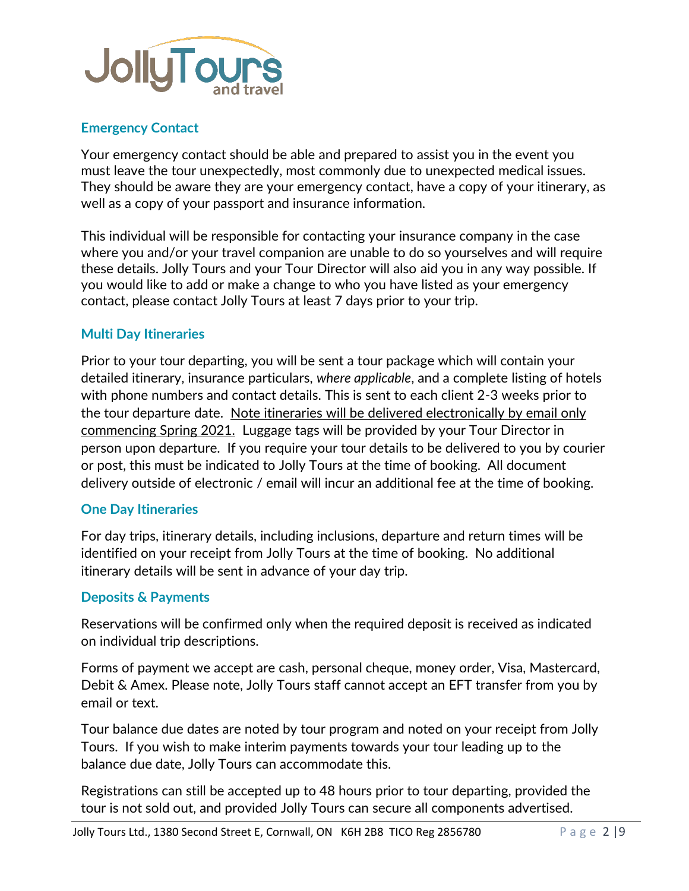## Emergency Contact

Your emergency contact should be able and prepared to assist you in the event you must leave the tour unexpectedly, most commonly due to unexpected medical issues. They should be aware they are your emergency contact, have a copy of your itinerary, as well as a copy of your passport and insurance information.

This individual will be responsible for contacting your insurance company in the case where you and/or your travel companion are unable to do so yourselves and will require these details. Jolly Tours and your Tour Director will also aid you in any way possible. If you would like to add or make a change to who you have listed as your emergency contact, please contact Jolly Tours at least 7 days prior to your trip.

## Multi Day Itineraries

Prior to your tour departing, you will be sent a tour package which will contain your detailed itinerary, insurance particulars, *where applicable*, and a complete listing of hotels with phone numbers and contact details. This is sent to each client 2-3 weeks prior to the tour departure date. Note itineraries will be delivered electronically by email only commencing Spring 2021. Luggage tags will be provided by your Tour Director in person upon departure. If you require your tour details to be delivered to you by courier or post, this must be indicated to Jolly Tours at the time of booking. All document delivery outside of electronic / email will incur an additional fee at the time of booking.

## One Day Itineraries

For day trips, itinerary details, including inclusions, departure and return times will be identified on your receipt from Jolly Tours at the time of booking. No additional itinerary details will be sent in advance of your day trip.

## Deposits & Payments

Reservations will be confirmed only when the required deposit is received as indicated on individual trip descriptions.

Forms of payment we accept are cash, personal cheque, money order, Visa, Mastercard, Debit & Amex. Please note, Jolly Tours staff cannot accept an EFT transfer from you by email or text.

Tour balance due dates are noted by tour program and noted on your receipt from Jolly Tours. If you wish to make interim payments towards your tour leading up to the balance due date, Jolly Tours can accommodate this.

Registrations can still be accepted up to 48 hours prior to tour departing, provided the tour is not sold out, and provided Jolly Tours can secure all components advertised.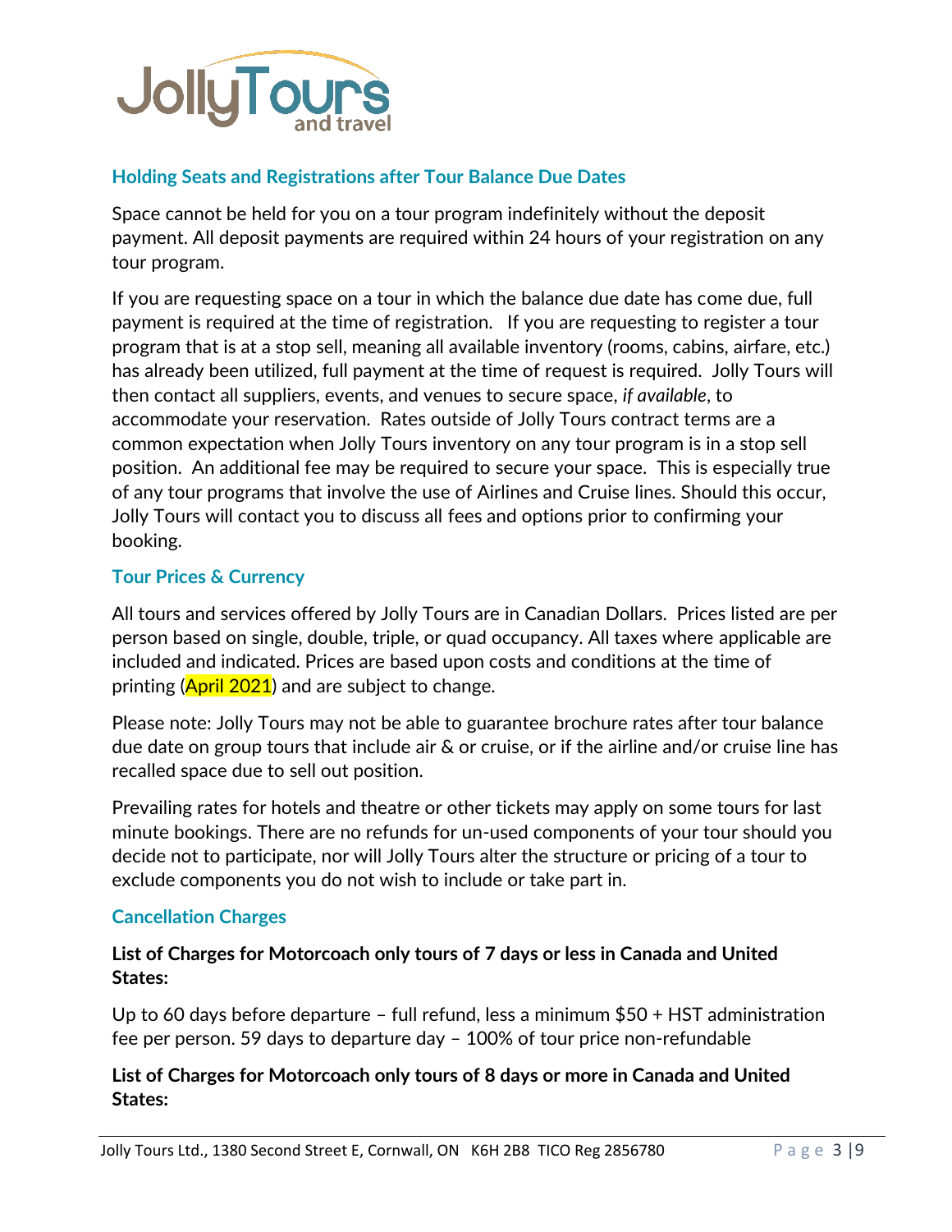## Holding Seats and Registrations after Tour Balance Due Dates

Space cannot be held for you on a tour program indefinitely without the deposit payment. All deposit payments are required within 24 hours of your registration on any tour program.

If you are requesting space on a tour in which the balance due date has come due, full payment is required at the time of registration. If you are requesting to register a tour program that is at a stop sell, meaning all available inventory (rooms, cabins, airfare, etc.) has already been utilized, full payment at the time of request is required. Jolly Tours will then contact all suppliers, events, and venues to secure space, *if available*, to accommodate your reservation. Rates outside of Jolly Tours contract terms are a common expectation when Jolly Tours inventory on any tour program is in a stop sell position. An additional fee may be required to secure your space. This is especially true of any tour programs that involve the use of Airlines and Cruise lines. Should this occur, Jolly Tours will contact you to discuss all fees and options prior to confirming your booking.

## Tour Prices & Currency

All tours and services offered by Jolly Tours are in Canadian Dollars. Prices listed are per person based on single, double, triple, or quad occupancy. All taxes where applicable are included and indicated. Prices are based upon costs and conditions at the time of printing (April 2021) and are subject to change.

Please note: Jolly Tours may not be able to guarantee brochure rates after tour balance due date on group tours that include air & or cruise, or if the airline and/or cruise line has recalled space due to sell out position.

Prevailing rates for hotels and theatre or other tickets may apply on some tours for last minute bookings. There are no refunds for un-used components of your tour should you decide not to participate, nor will Jolly Tours alter the structure or pricing of a tour to exclude components you do not wish to include or take part in.

## Cancellation Charges

**List of Charges for Motorcoach only tours of 7 days or less in Canada and United States:**

Up to 60 days before departure – full refund, less a minimum $50 + HST administration fee per person. 59 days to departure day – 100% of tour price non-refundable

**List of Charges for Motorcoach only tours of 8 days or more in Canada and United States:**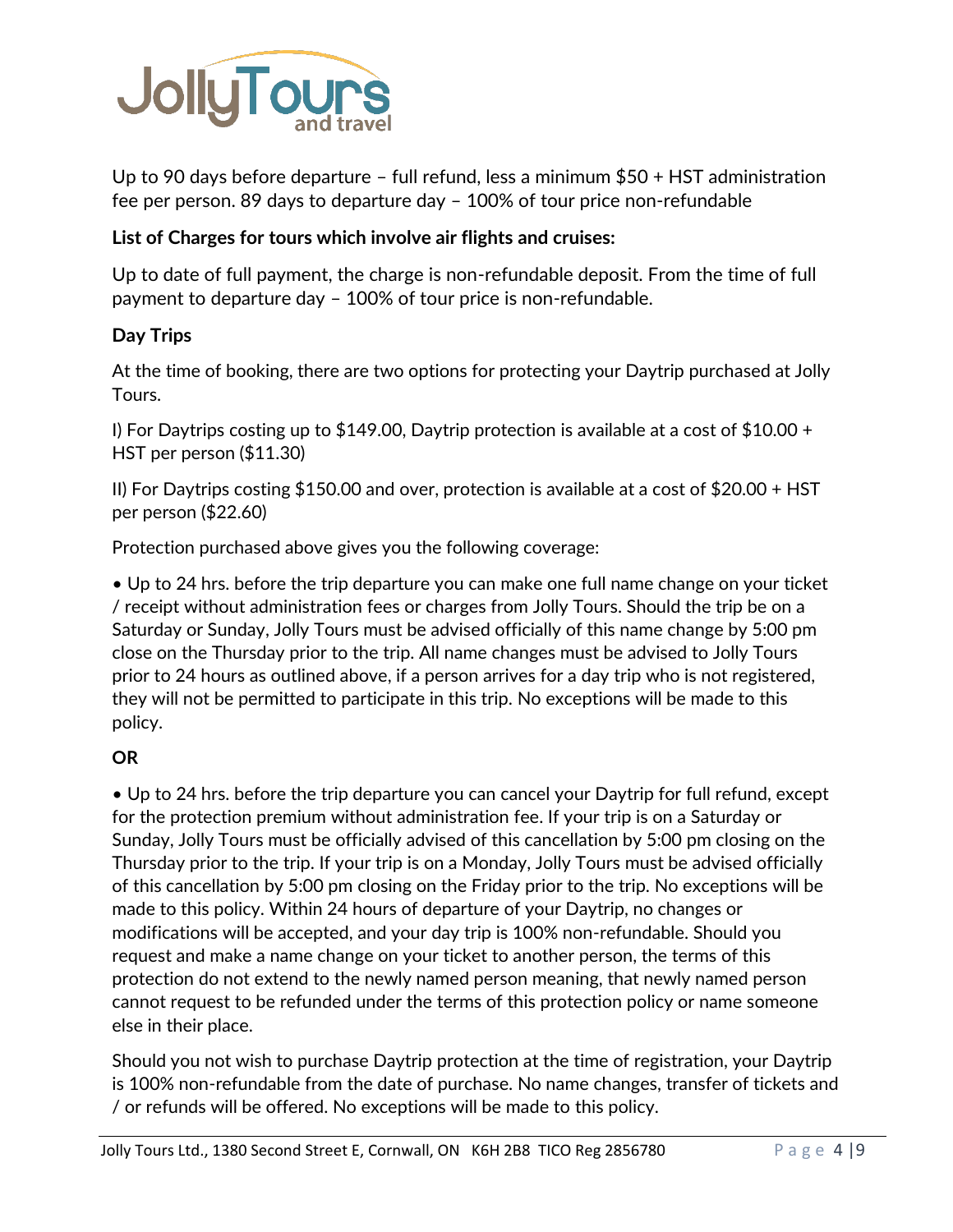Up to 90 days before departure – full refund, less a minimum $50 + HST administration fee per person. 89 days to departure day – 100% of tour price non-refundable

**List of Charges for tours which involve air flights and cruises:**

Up to date of full payment, the charge is non-refundable deposit. From the time of full payment to departure day – 100% of tour price is non-refundable.

**Day Trips**

At the time of booking, there are two options for protecting your Daytrip purchased at Jolly Tours.

I) For Daytrips costing up to $149.00, Daytrip protection is available at a cost of $10.00 + HST per person ($11.30)

II) For Daytrips costing $150.00 and over, protection is available at a cost of $20.00 + HST per person ($22.60)

Protection purchased above gives you the following coverage:

- Up to 24 hrs. before the trip departure you can make one full name change on your ticket / receipt without administration fees or charges from Jolly Tours. Should the trip be on a Saturday or Sunday, Jolly Tours must be advised officially of this name change by 5:00 pm close on the Thursday prior to the trip. All name changes must be advised to Jolly Tours prior to 24 hours as outlined above, if a person arrives for a day trip who is not registered, they will not be permitted to participate in this trip. No exceptions will be made to this policy.

**OR**

- Up to 24 hrs. before the trip departure you can cancel your Daytrip for full refund, except for the protection premium without administration fee. If your trip is on a Saturday or Sunday, Jolly Tours must be officially advised of this cancellation by 5:00 pm closing on the Thursday prior to the trip. If your trip is on a Monday, Jolly Tours must be advised officially of this cancellation by 5:00 pm closing on the Friday prior to the trip. No exceptions will be made to this policy. Within 24 hours of departure of your Daytrip, no changes or modifications will be accepted, and your day trip is 100% non-refundable. Should you request and make a name change on your ticket to another person, the terms of this protection do not extend to the newly named person meaning, that newly named person cannot request to be refunded under the terms of this protection policy or name someone else in their place.

Should you not wish to purchase Daytrip protection at the time of registration, your Daytrip is 100% non-refundable from the date of purchase. No name changes, transfer of tickets and / or refunds will be offered. No exceptions will be made to this policy.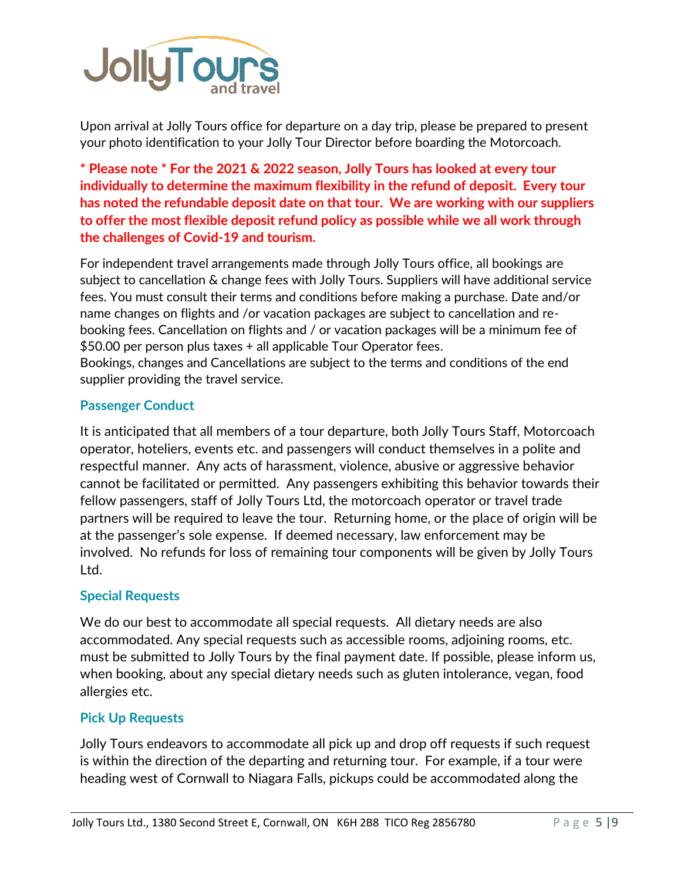Upon arrival at Jolly Tours office for departure on a day trip, please be prepared to present your photo identification to your Jolly Tour Director before boarding the Motorcoach.

**\* Please note \* For the 2021 & 2022 season, Jolly Tours has looked at every tour individually to determine the maximum flexibility in the refund of deposit. Every tour has noted the refundable deposit date on that tour. We are working with our suppliers to offer the most flexible deposit refund policy as possible while we all work through the challenges of Covid-19 and tourism.**

For independent travel arrangements made through Jolly Tours office, all bookings are subject to cancellation & change fees with Jolly Tours. Suppliers will have additional service fees. You must consult their terms and conditions before making a purchase. Date and/or name changes on flights and /or vacation packages are subject to cancellation and re-booking fees. Cancellation on flights and / or vacation packages will be a minimum fee of $50.00 per person plus taxes + all applicable Tour Operator fees.
Bookings, changes and Cancellations are subject to the terms and conditions of the end supplier providing the travel service.

### Passenger Conduct

It is anticipated that all members of a tour departure, both Jolly Tours Staff, Motorcoach operator, hoteliers, events etc. and passengers will conduct themselves in a polite and respectful manner. Any acts of harassment, violence, abusive or aggressive behavior cannot be facilitated or permitted. Any passengers exhibiting this behavior towards their fellow passengers, staff of Jolly Tours Ltd, the motorcoach operator or travel trade partners will be required to leave the tour. Returning home, or the place of origin will be at the passenger's sole expense. If deemed necessary, law enforcement may be involved. No refunds for loss of remaining tour components will be given by Jolly Tours Ltd.

### Special Requests

We do our best to accommodate all special requests. All dietary needs are also accommodated. Any special requests such as accessible rooms, adjoining rooms, etc. must be submitted to Jolly Tours by the final payment date. If possible, please inform us, when booking, about any special dietary needs such as gluten intolerance, vegan, food allergies etc.

### Pick Up Requests

Jolly Tours endeavors to accommodate all pick up and drop off requests if such request is within the direction of the departing and returning tour. For example, if a tour were heading west of Cornwall to Niagara Falls, pickups could be accommodated along the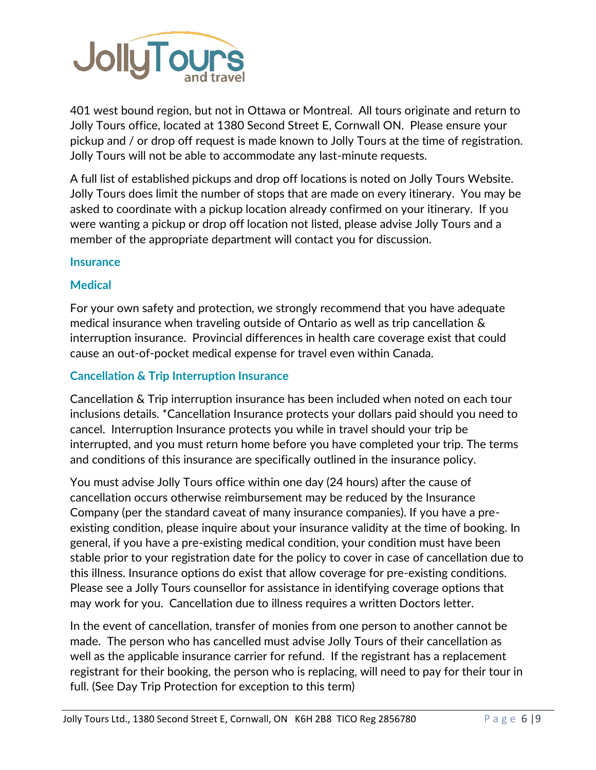401 west bound region, but not in Ottawa or Montreal. All tours originate and return to Jolly Tours office, located at 1380 Second Street E, Cornwall ON. Please ensure your pickup and / or drop off request is made known to Jolly Tours at the time of registration. Jolly Tours will not be able to accommodate any last-minute requests.

A full list of established pickups and drop off locations is noted on Jolly Tours Website. Jolly Tours does limit the number of stops that are made on every itinerary. You may be asked to coordinate with a pickup location already confirmed on your itinerary. If you were wanting a pickup or drop off location not listed, please advise Jolly Tours and a member of the appropriate department will contact you for discussion.

## Insurance

### Medical

For your own safety and protection, we strongly recommend that you have adequate medical insurance when traveling outside of Ontario as well as trip cancellation & interruption insurance. Provincial differences in health care coverage exist that could cause an out-of-pocket medical expense for travel even within Canada.

### Cancellation & Trip Interruption Insurance

Cancellation & Trip interruption insurance has been included when noted on each tour inclusions details. *Cancellation Insurance protects your dollars paid should you need to cancel. Interruption Insurance protects you while in travel should your trip be interrupted, and you must return home before you have completed your trip. The terms and conditions of this insurance are specifically outlined in the insurance policy.

You must advise Jolly Tours office within one day (24 hours) after the cause of cancellation occurs otherwise reimbursement may be reduced by the Insurance Company (per the standard caveat of many insurance companies). If you have a pre-existing condition, please inquire about your insurance validity at the time of booking. In general, if you have a pre-existing medical condition, your condition must have been stable prior to your registration date for the policy to cover in case of cancellation due to this illness. Insurance options do exist that allow coverage for pre-existing conditions. Please see a Jolly Tours counsellor for assistance in identifying coverage options that may work for you. Cancellation due to illness requires a written Doctors letter.

In the event of cancellation, transfer of monies from one person to another cannot be made. The person who has cancelled must advise Jolly Tours of their cancellation as well as the applicable insurance carrier for refund. If the registrant has a replacement registrant for their booking, the person who is replacing, will need to pay for their tour in full. (See Day Trip Protection for exception to this term)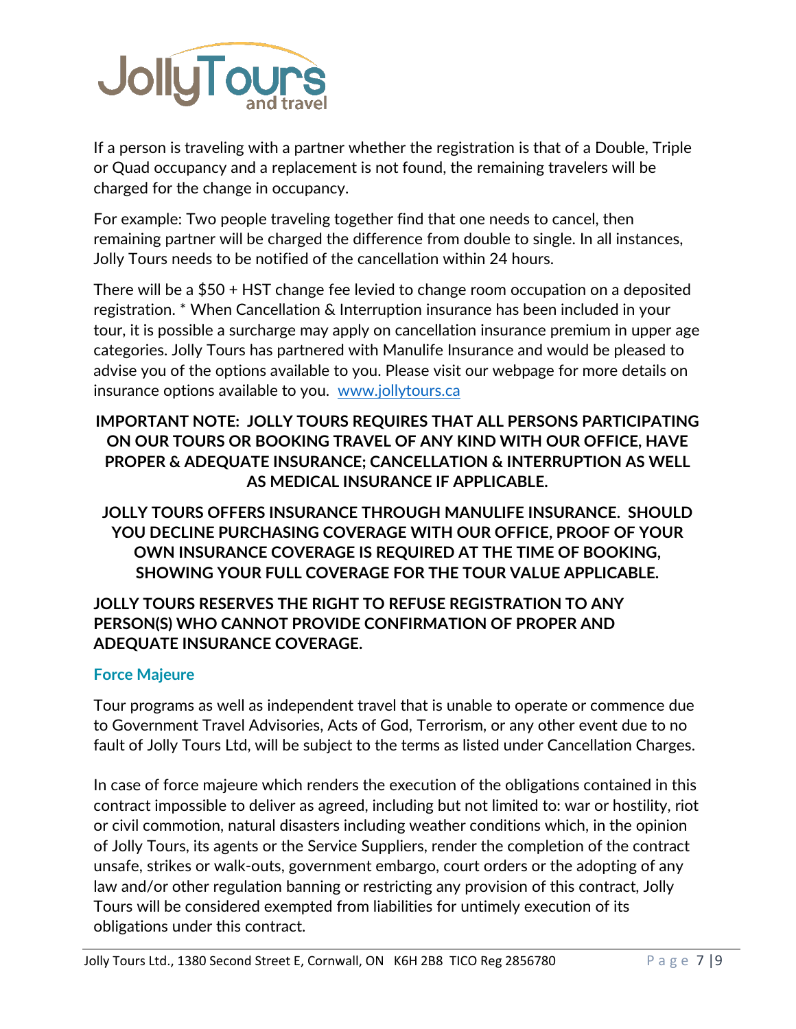If a person is traveling with a partner whether the registration is that of a Double, Triple or Quad occupancy and a replacement is not found, the remaining travelers will be charged for the change in occupancy.

For example: Two people traveling together find that one needs to cancel, then remaining partner will be charged the difference from double to single. In all instances, Jolly Tours needs to be notified of the cancellation within 24 hours.

There will be a $50 + HST change fee levied to change room occupation on a deposited registration. * When Cancellation & Interruption insurance has been included in your tour, it is possible a surcharge may apply on cancellation insurance premium in upper age categories. Jolly Tours has partnered with Manulife Insurance and would be pleased to advise you of the options available to you. Please visit our webpage for more details on insurance options available to you. [www.jollytours.ca](http://www.jollytours.ca)

**IMPORTANT NOTE: JOLLY TOURS REQUIRES THAT ALL PERSONS PARTICIPATING ON OUR TOURS OR BOOKING TRAVEL OF ANY KIND WITH OUR OFFICE, HAVE PROPER & ADEQUATE INSURANCE; CANCELLATION & INTERRUPTION AS WELL AS MEDICAL INSURANCE IF APPLICABLE.**

**JOLLY TOURS OFFERS INSURANCE THROUGH MANULIFE INSURANCE. SHOULD YOU DECLINE PURCHASING COVERAGE WITH OUR OFFICE, PROOF OF YOUR OWN INSURANCE COVERAGE IS REQUIRED AT THE TIME OF BOOKING, SHOWING YOUR FULL COVERAGE FOR THE TOUR VALUE APPLICABLE.**

**JOLLY TOURS RESERVES THE RIGHT TO REFUSE REGISTRATION TO ANY PERSON(S) WHO CANNOT PROVIDE CONFIRMATION OF PROPER AND ADEQUATE INSURANCE COVERAGE.**

## Force Majeure

Tour programs as well as independent travel that is unable to operate or commence due to Government Travel Advisories, Acts of God, Terrorism, or any other event due to no fault of Jolly Tours Ltd, will be subject to the terms as listed under Cancellation Charges.

In case of force majeure which renders the execution of the obligations contained in this contract impossible to deliver as agreed, including but not limited to: war or hostility, riot or civil commotion, natural disasters including weather conditions which, in the opinion of Jolly Tours, its agents or the Service Suppliers, render the completion of the contract unsafe, strikes or walk-outs, government embargo, court orders or the adopting of any law and/or other regulation banning or restricting any provision of this contract, Jolly Tours will be considered exempted from liabilities for untimely execution of its obligations under this contract.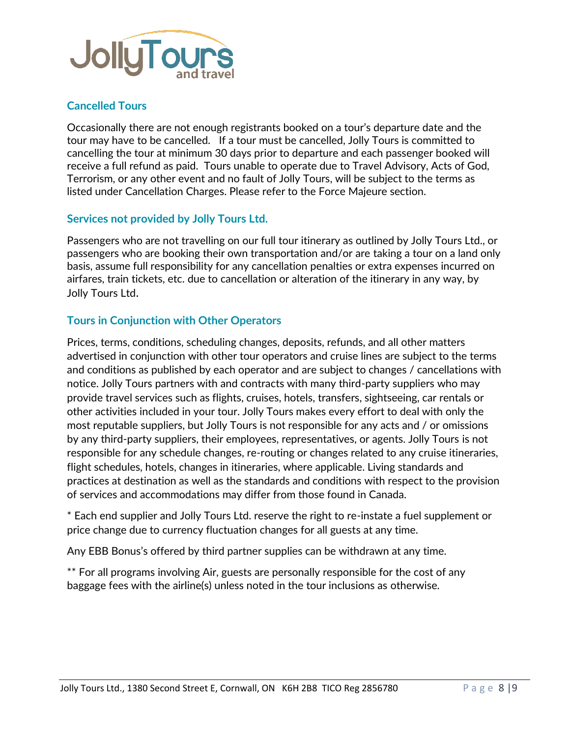## Cancelled Tours

Occasionally there are not enough registrants booked on a tour's departure date and the tour may have to be cancelled. If a tour must be cancelled, Jolly Tours is committed to cancelling the tour at minimum 30 days prior to departure and each passenger booked will receive a full refund as paid. Tours unable to operate due to Travel Advisory, Acts of God, Terrorism, or any other event and no fault of Jolly Tours, will be subject to the terms as listed under Cancellation Charges. Please refer to the Force Majeure section.

## Services not provided by Jolly Tours Ltd.

Passengers who are not travelling on our full tour itinerary as outlined by Jolly Tours Ltd., or passengers who are booking their own transportation and/or are taking a tour on a land only basis, assume full responsibility for any cancellation penalties or extra expenses incurred on airfares, train tickets, etc. due to cancellation or alteration of the itinerary in any way, by Jolly Tours Ltd.

## Tours in Conjunction with Other Operators

Prices, terms, conditions, scheduling changes, deposits, refunds, and all other matters advertised in conjunction with other tour operators and cruise lines are subject to the terms and conditions as published by each operator and are subject to changes / cancellations with notice. Jolly Tours partners with and contracts with many third-party suppliers who may provide travel services such as flights, cruises, hotels, transfers, sightseeing, car rentals or other activities included in your tour. Jolly Tours makes every effort to deal with only the most reputable suppliers, but Jolly Tours is not responsible for any acts and / or omissions by any third-party suppliers, their employees, representatives, or agents. Jolly Tours is not responsible for any schedule changes, re-routing or changes related to any cruise itineraries, flight schedules, hotels, changes in itineraries, where applicable. Living standards and practices at destination as well as the standards and conditions with respect to the provision of services and accommodations may differ from those found in Canada.

* Each end supplier and Jolly Tours Ltd. reserve the right to re-instate a fuel supplement or price change due to currency fluctuation changes for all guests at any time.

Any EBB Bonus's offered by third partner supplies can be withdrawn at any time.

** For all programs involving Air, guests are personally responsible for the cost of any baggage fees with the airline(s) unless noted in the tour inclusions as otherwise.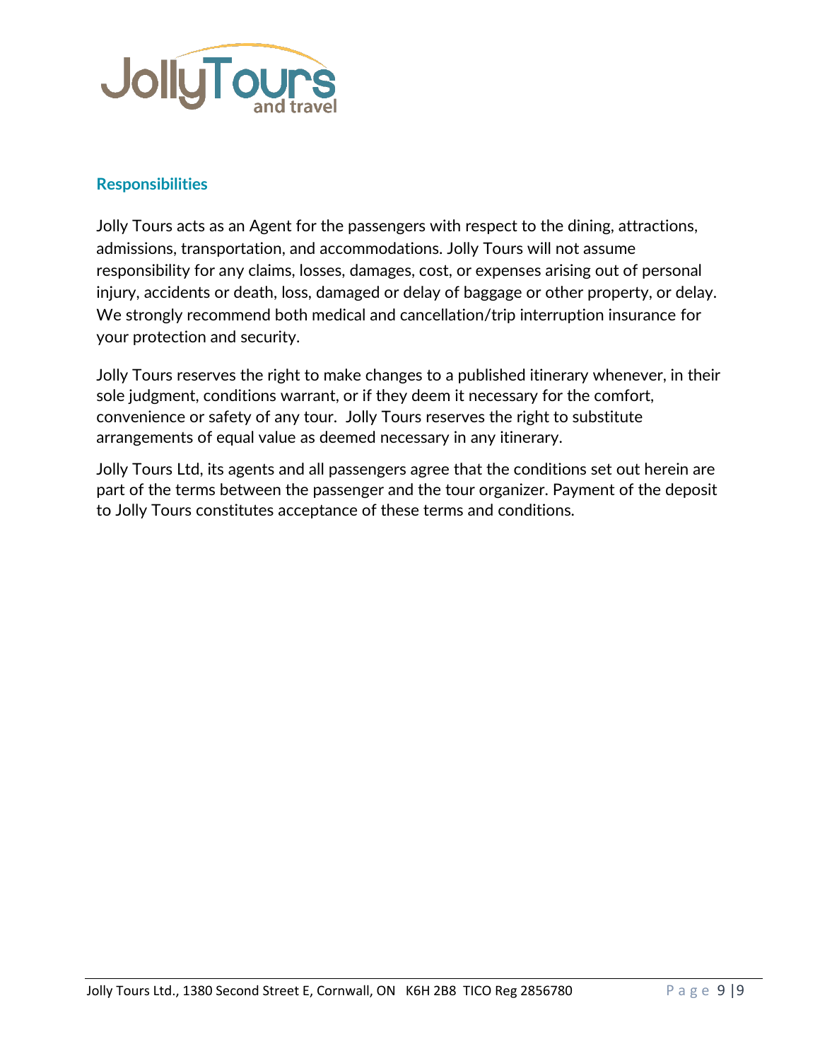## Responsibilities

Jolly Tours acts as an Agent for the passengers with respect to the dining, attractions, admissions, transportation, and accommodations. Jolly Tours will not assume responsibility for any claims, losses, damages, cost, or expenses arising out of personal injury, accidents or death, loss, damaged or delay of baggage or other property, or delay. We strongly recommend both medical and cancellation/trip interruption insurance for your protection and security.

Jolly Tours reserves the right to make changes to a published itinerary whenever, in their sole judgment, conditions warrant, or if they deem it necessary for the comfort, convenience or safety of any tour. Jolly Tours reserves the right to substitute arrangements of equal value as deemed necessary in any itinerary.

Jolly Tours Ltd, its agents and all passengers agree that the conditions set out herein are part of the terms between the passenger and the tour organizer. Payment of the deposit to Jolly Tours constitutes acceptance of these terms and conditions.